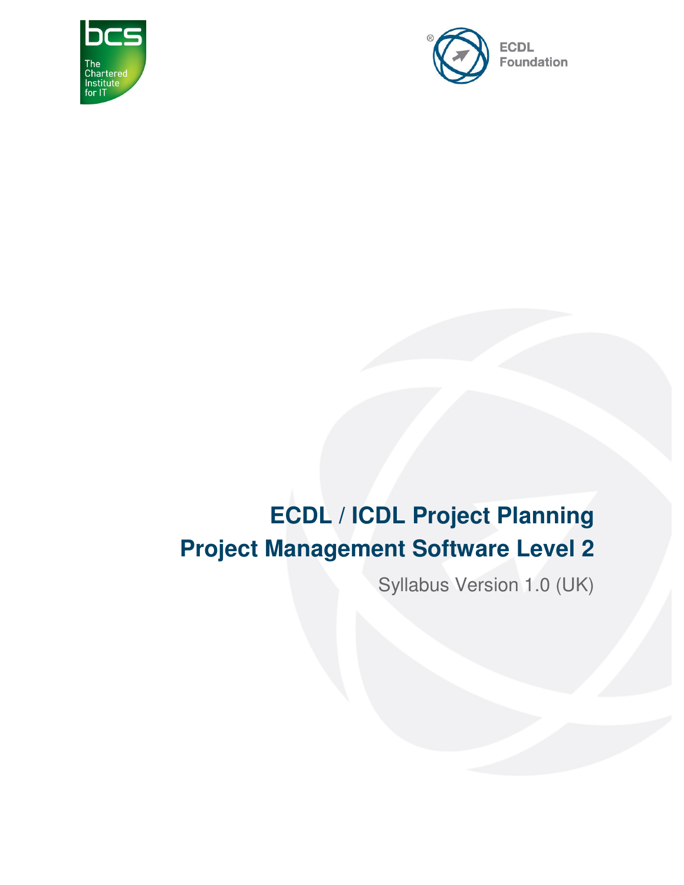# ECDL / ICDL Project Planning

# Project Management Software Level 2

Syllabus Version 1.0 (UK)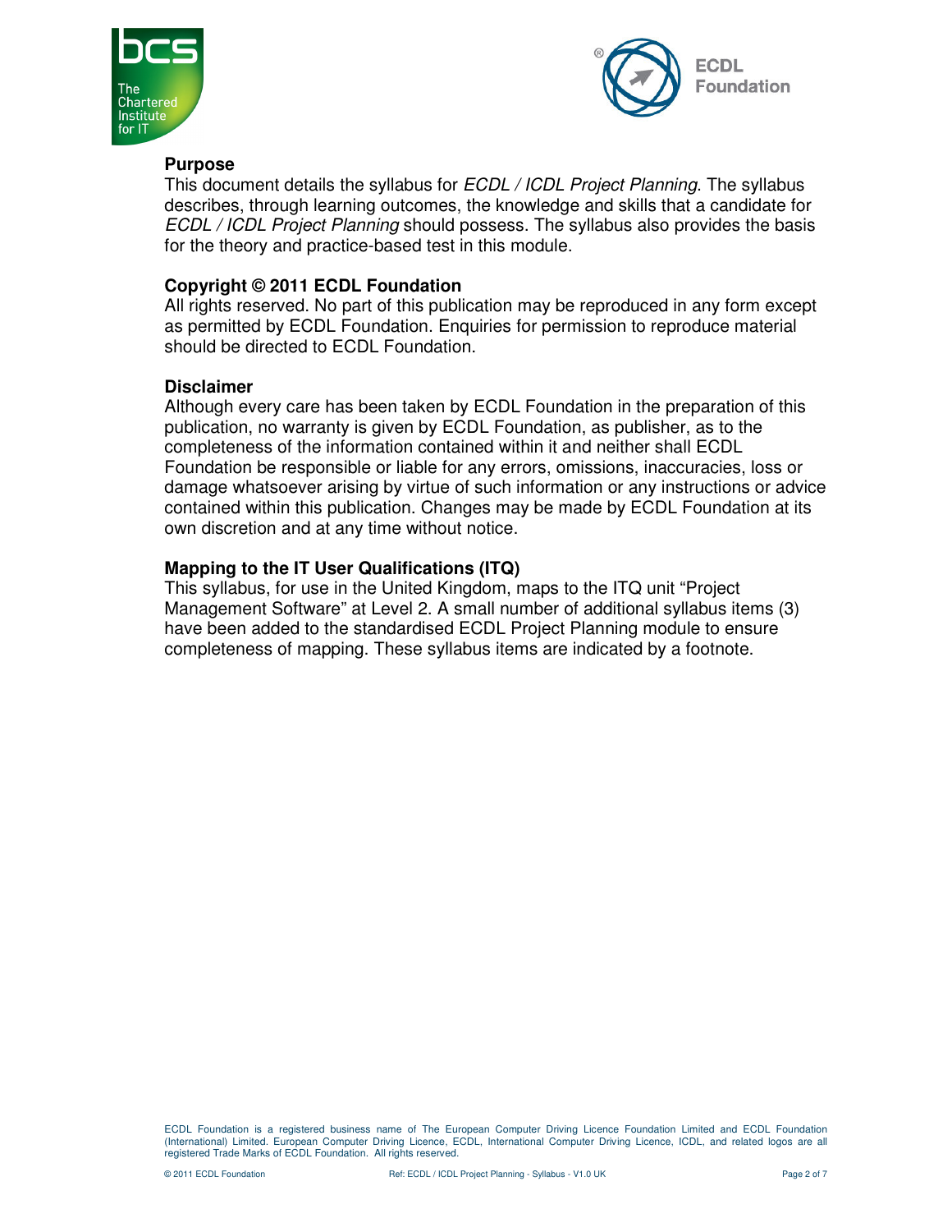**Purpose**

This document details the syllabus for *ECDL / ICDL Project Planning*. The syllabus describes, through learning outcomes, the knowledge and skills that a candidate for *ECDL / ICDL Project Planning* should possess. The syllabus also provides the basis for the theory and practice-based test in this module.

**Copyright © 2011 ECDL Foundation**

All rights reserved. No part of this publication may be reproduced in any form except as permitted by ECDL Foundation. Enquiries for permission to reproduce material should be directed to ECDL Foundation.

**Disclaimer**

Although every care has been taken by ECDL Foundation in the preparation of this publication, no warranty is given by ECDL Foundation, as publisher, as to the completeness of the information contained within it and neither shall ECDL Foundation be responsible or liable for any errors, omissions, inaccuracies, loss or damage whatsoever arising by virtue of such information or any instructions or advice contained within this publication. Changes may be made by ECDL Foundation at its own discretion and at any time without notice.

**Mapping to the IT User Qualifications (ITQ)**

This syllabus, for use in the United Kingdom, maps to the ITQ unit "Project Management Software" at Level 2. A small number of additional syllabus items (3) have been added to the standardised ECDL Project Planning module to ensure completeness of mapping. These syllabus items are indicated by a footnote.

ECDL Foundation is a registered business name of The European Computer Driving Licence Foundation Limited and ECDL Foundation (International) Limited. European Computer Driving Licence, ECDL, International Computer Driving Licence, ICDL, and related logos are all registered Trade Marks of ECDL Foundation. All rights reserved.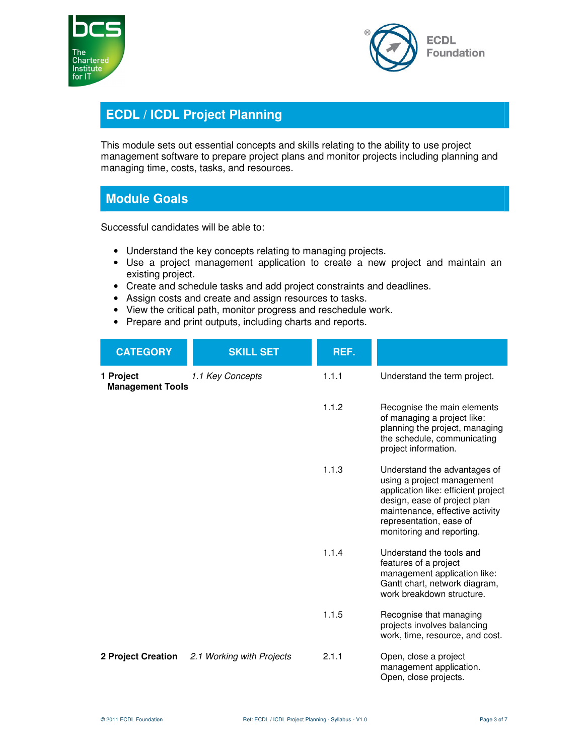## ECDL / ICDL Project Planning

This module sets out essential concepts and skills relating to the ability to use project management software to prepare project plans and monitor projects including planning and managing time, costs, tasks, and resources.

## Module Goals

Successful candidates will be able to:

- Understand the key concepts relating to managing projects.
- Use a project management application to create a new project and maintain an existing project.
- Create and schedule tasks and add project constraints and deadlines.
- Assign costs and create and assign resources to tasks.
- View the critical path, monitor progress and reschedule work.
- Prepare and print outputs, including charts and reports.

| CATEGORY | SKILL SET | REF. | |
|---|---|---|---|
| **1 Project Management Tools** | *1.1 Key Concepts* | 1.1.1 | Understand the term project. |
| | | 1.1.2 | Recognise the main elements of managing a project like: planning the project, managing the schedule, communicating project information. |
| | | 1.1.3 | Understand the advantages of using a project management application like: efficient project design, ease of project plan maintenance, effective activity representation, ease of monitoring and reporting. |
| | | 1.1.4 | Understand the tools and features of a project management application like: Gantt chart, network diagram, work breakdown structure. |
| | | 1.1.5 | Recognise that managing projects involves balancing work, time, resource, and cost. |
| **2 Project Creation** | *2.1 Working with Projects* | 2.1.1 | Open, close a project management application. Open, close projects. |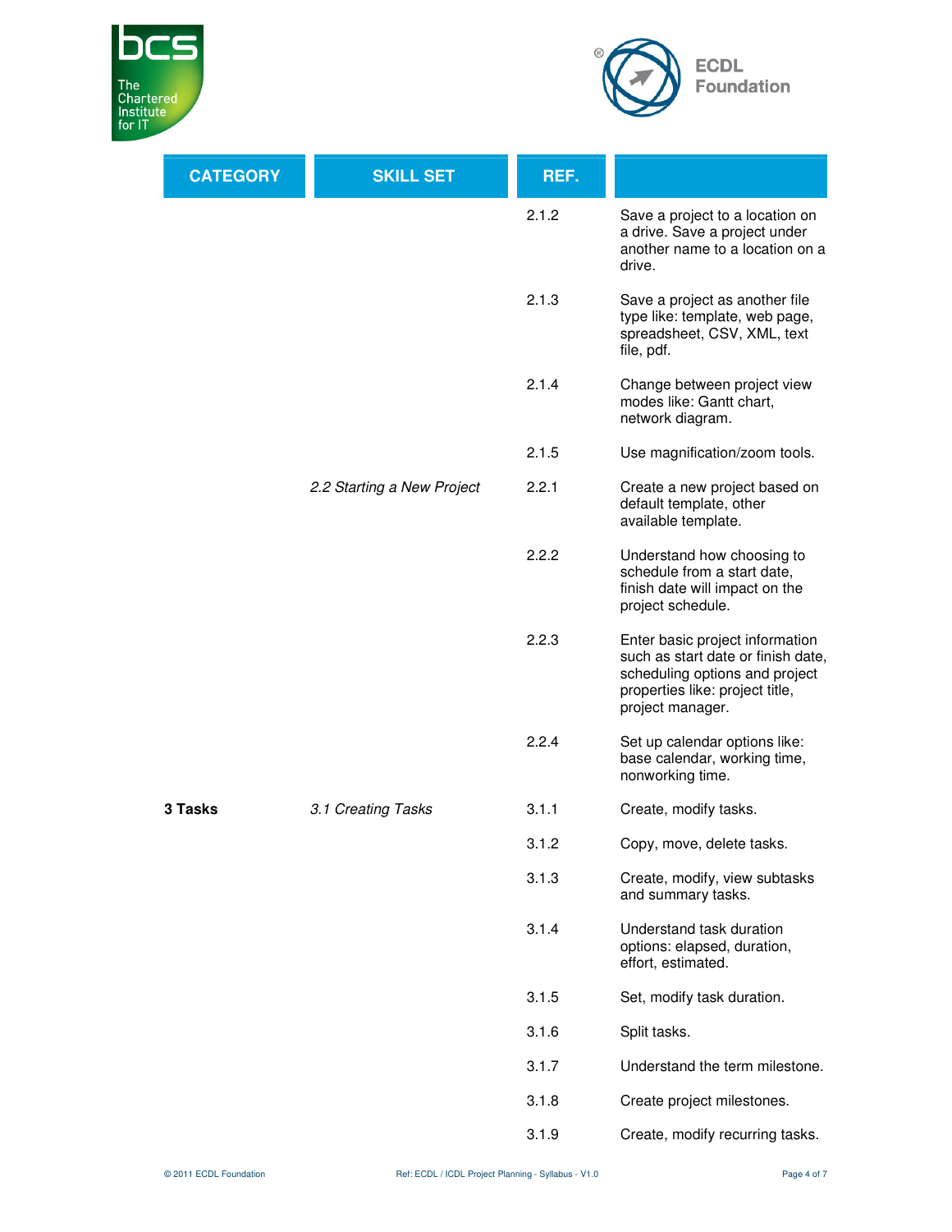| CATEGORY | SKILL SET | REF. | |
|---|---|---|---|
| | | 2.1.2 | Save a project to a location on a drive. Save a project under another name to a location on a drive. |
| | | 2.1.3 | Save a project as another file type like: template, web page, spreadsheet, CSV, XML, text file, pdf. |
| | | 2.1.4 | Change between project view modes like: Gantt chart, network diagram. |
| | | 2.1.5 | Use magnification/zoom tools. |
| | *2.2 Starting a New Project* | 2.2.1 | Create a new project based on default template, other available template. |
| | | 2.2.2 | Understand how choosing to schedule from a start date, finish date will impact on the project schedule. |
| | | 2.2.3 | Enter basic project information such as start date or finish date, scheduling options and project properties like: project title, project manager. |
| | | 2.2.4 | Set up calendar options like: base calendar, working time, nonworking time. |
| **3 Tasks** | *3.1 Creating Tasks* | 3.1.1 | Create, modify tasks. |
| | | 3.1.2 | Copy, move, delete tasks. |
| | | 3.1.3 | Create, modify, view subtasks and summary tasks. |
| | | 3.1.4 | Understand task duration options: elapsed, duration, effort, estimated. |
| | | 3.1.5 | Set, modify task duration. |
| | | 3.1.6 | Split tasks. |
| | | 3.1.7 | Understand the term milestone. |
| | | 3.1.8 | Create project milestones. |
| | | 3.1.9 | Create, modify recurring tasks. |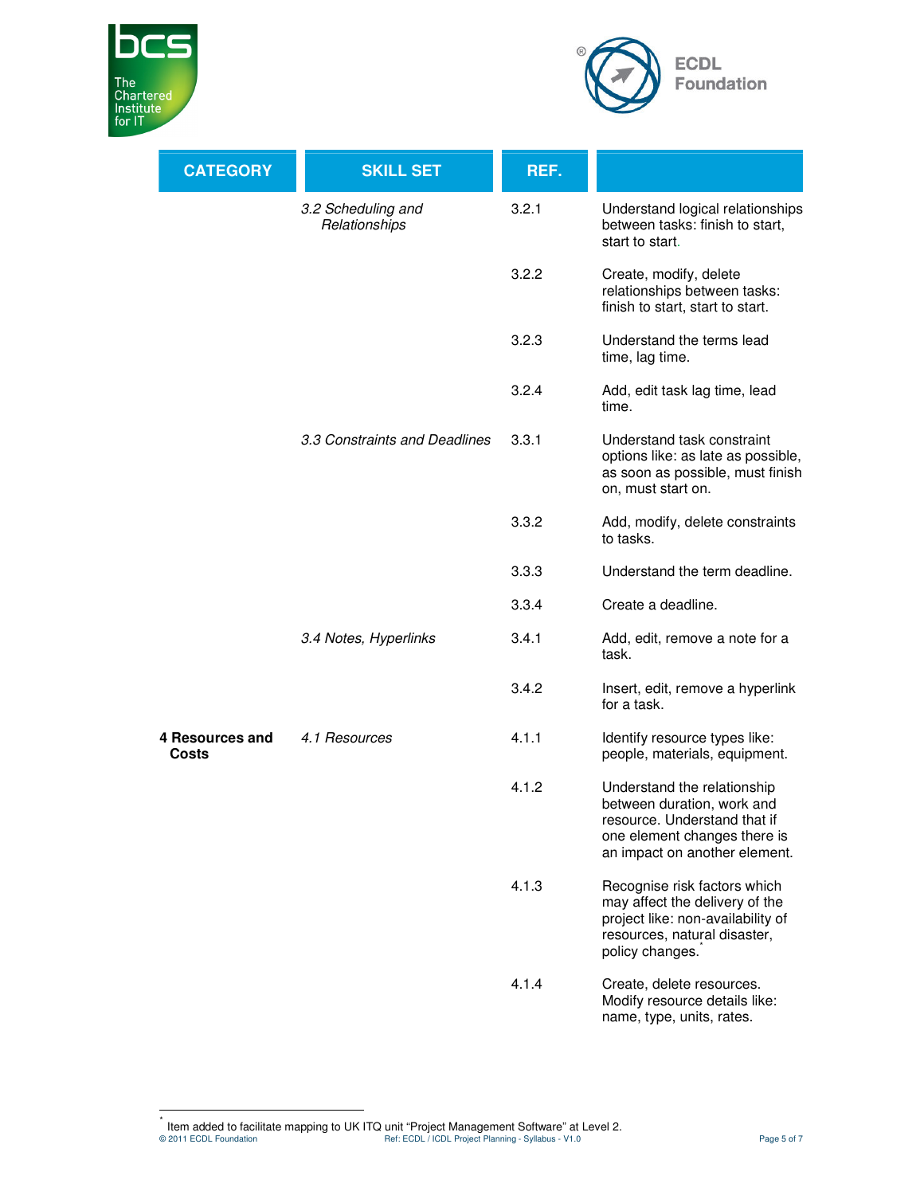| CATEGORY | SKILL SET | REF. | |
|---|---|---|---|
| | *3.2 Scheduling and Relationships* | 3.2.1 | Understand logical relationships between tasks: finish to start, start to start. |
| | | 3.2.2 | Create, modify, delete relationships between tasks: finish to start, start to start. |
| | | 3.2.3 | Understand the terms lead time, lag time. |
| | | 3.2.4 | Add, edit task lag time, lead time. |
| | *3.3 Constraints and Deadlines* | 3.3.1 | Understand task constraint options like: as late as possible, as soon as possible, must finish on, must start on. |
| | | 3.3.2 | Add, modify, delete constraints to tasks. |
| | | 3.3.3 | Understand the term deadline. |
| | | 3.3.4 | Create a deadline. |
| | *3.4 Notes, Hyperlinks* | 3.4.1 | Add, edit, remove a note for a task. |
| | | 3.4.2 | Insert, edit, remove a hyperlink for a task. |
| **4 Resources and Costs** | *4.1 Resources* | 4.1.1 | Identify resource types like: people, materials, equipment. |
| | | 4.1.2 | Understand the relationship between duration, work and resource. Understand that if one element changes there is an impact on another element. |
| | | 4.1.3 | Recognise risk factors which may affect the delivery of the project like: non-availability of resources, natural disaster, policy changes.* |
| | | 4.1.4 | Create, delete resources. Modify resource details like: name, type, units, rates. |

* Item added to facilitate mapping to UK ITQ unit "Project Management Software" at Level 2.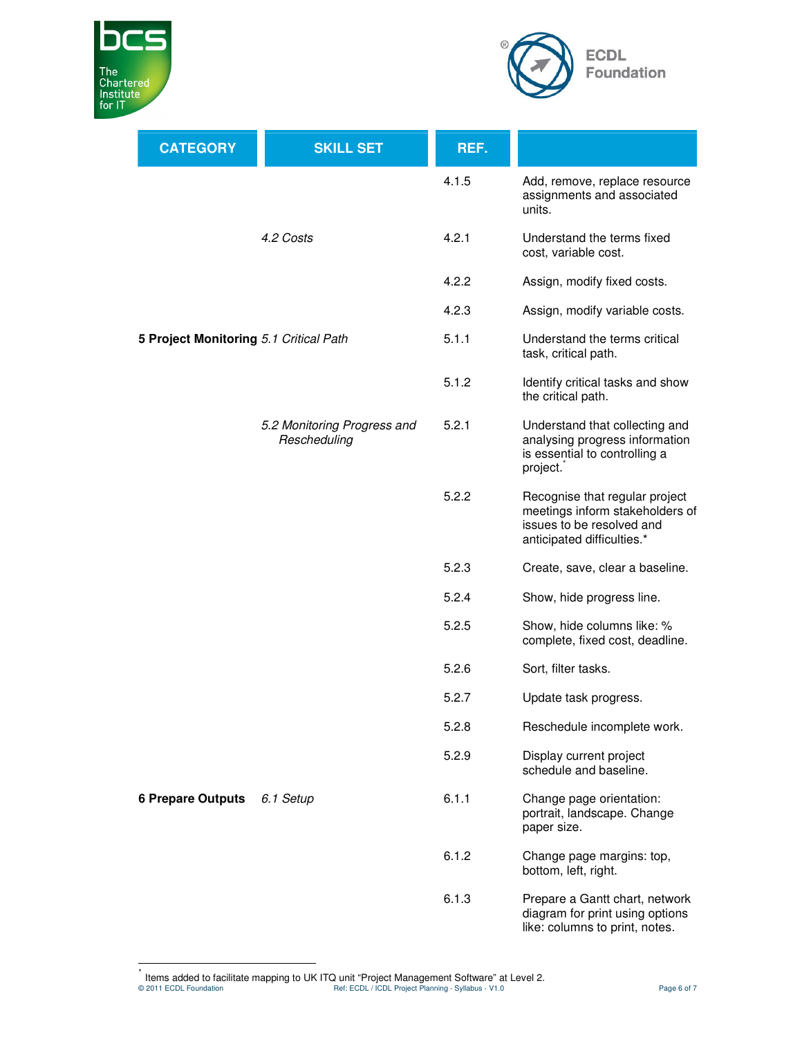| CATEGORY | SKILL SET | REF. | |
|---|---|---|---|
| | | 4.1.5 | Add, remove, replace resource assignments and associated units. |
| | *4.2 Costs* | 4.2.1 | Understand the terms fixed cost, variable cost. |
| | | 4.2.2 | Assign, modify fixed costs. |
| | | 4.2.3 | Assign, modify variable costs. |
| **5 Project Monitoring** | *5.1 Critical Path* | 5.1.1 | Understand the terms critical task, critical path. |
| | | 5.1.2 | Identify critical tasks and show the critical path. |
| | *5.2 Monitoring Progress and Rescheduling* | 5.2.1 | Understand that collecting and analysing progress information is essential to controlling a project.* |
| | | 5.2.2 | Recognise that regular project meetings inform stakeholders of issues to be resolved and anticipated difficulties.* |
| | | 5.2.3 | Create, save, clear a baseline. |
| | | 5.2.4 | Show, hide progress line. |
| | | 5.2.5 | Show, hide columns like: % complete, fixed cost, deadline. |
| | | 5.2.6 | Sort, filter tasks. |
| | | 5.2.7 | Update task progress. |
| | | 5.2.8 | Reschedule incomplete work. |
| | | 5.2.9 | Display current project schedule and baseline. |
| **6 Prepare Outputs** | *6.1 Setup* | 6.1.1 | Change page orientation: portrait, landscape. Change paper size. |
| | | 6.1.2 | Change page margins: top, bottom, left, right. |
| | | 6.1.3 | Prepare a Gantt chart, network diagram for print using options like: columns to print, notes. |

* Items added to facilitate mapping to UK ITQ unit "Project Management Software" at Level 2.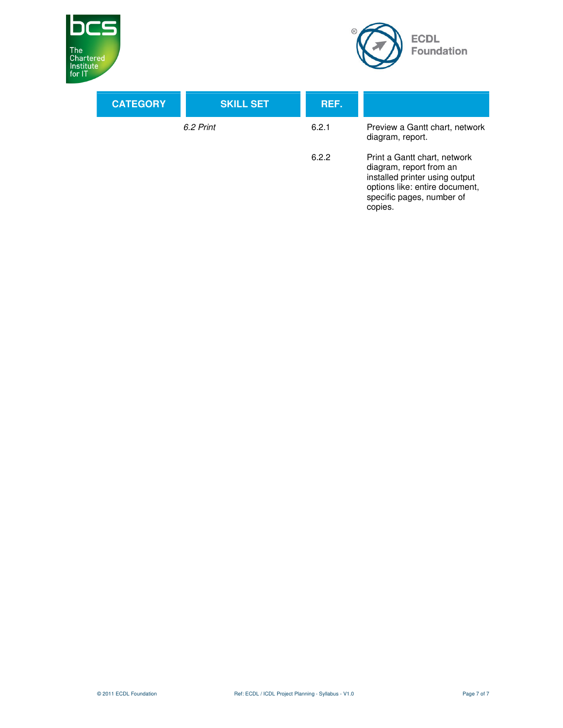| CATEGORY | SKILL SET | REF. | |
|---|---|---|---|
| | *6.2 Print* | 6.2.1 | Preview a Gantt chart, network diagram, report. |
| | | 6.2.2 | Print a Gantt chart, network diagram, report from an installed printer using output options like: entire document, specific pages, number of copies. |